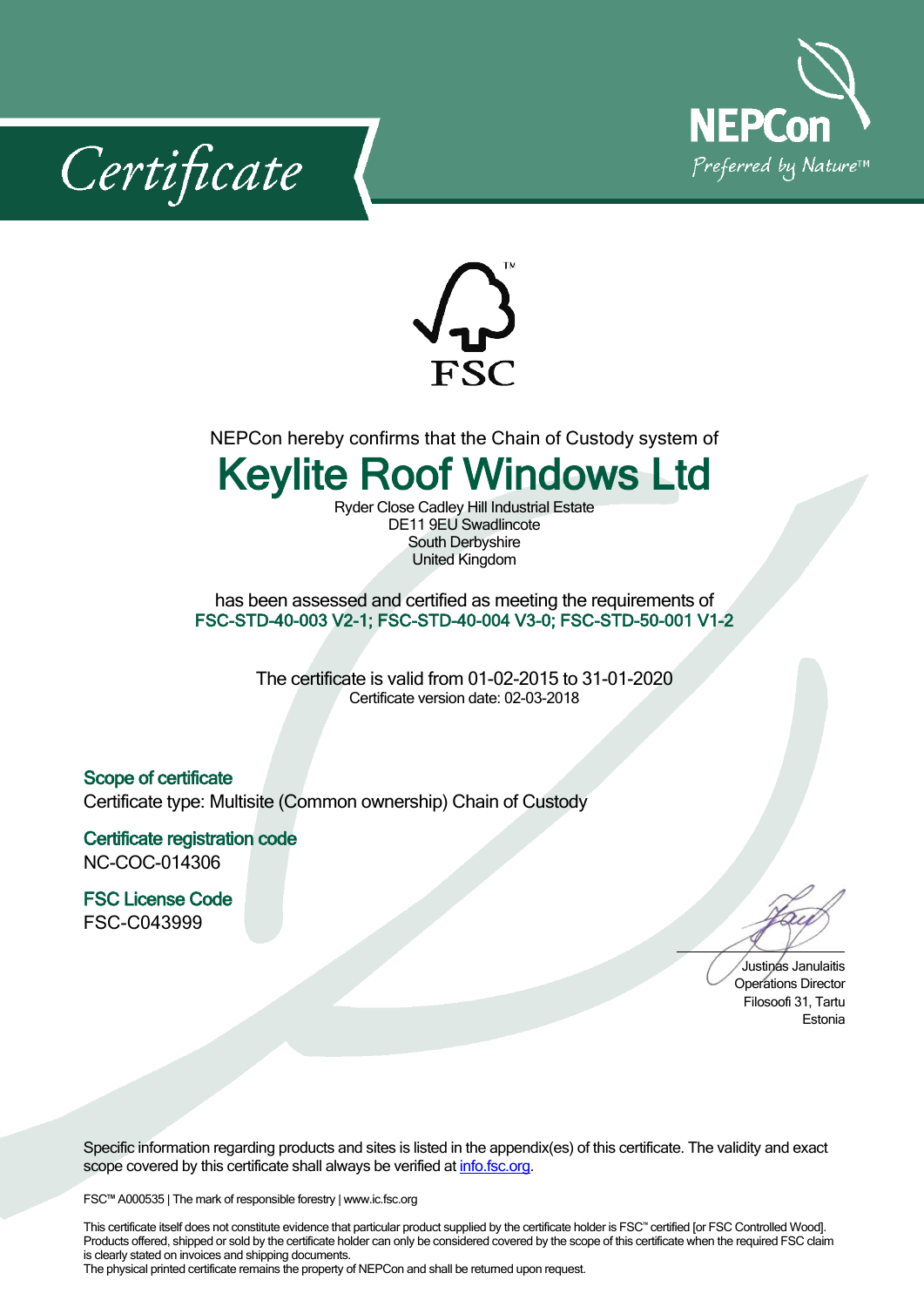# Certificate

NEPCon
Preferred by Nature™

FSC™

NEPCon hereby confirms that the Chain of Custody system of

## Keylite Roof Windows Ltd

Ryder Close Cadley Hill Industrial Estate
DE11 9EU Swadlincote
South Derbyshire
United Kingdom

has been assessed and certified as meeting the requirements of
**FSC-STD-40-003 V2-1; FSC-STD-40-004 V3-0; FSC-STD-50-001 V1-2**

The certificate is valid from 01-02-2015 to 31-01-2020
Certificate version date: 02-03-2018

### Scope of certificate

Certificate type: Multisite (Common ownership) Chain of Custody

### Certificate registration code

NC-COC-014306

### FSC License Code

FSC-C043999

Justinas Janulaitis
Operations Director
Filosoofi 31, Tartu
Estonia

Specific information regarding products and sites is listed in the appendix(es) of this certificate. The validity and exact scope covered by this certificate shall always be verified at [info.fsc.org](http://info.fsc.org).

FSC™ A000535 | The mark of responsible forestry | www.ic.fsc.org

This certificate itself does not constitute evidence that particular product supplied by the certificate holder is FSC™ certified [or FSC Controlled Wood]. Products offered, shipped or sold by the certificate holder can only be considered covered by the scope of this certificate when the required FSC claim is clearly stated on invoices and shipping documents.
The physical printed certificate remains the property of NEPCon and shall be returned upon request.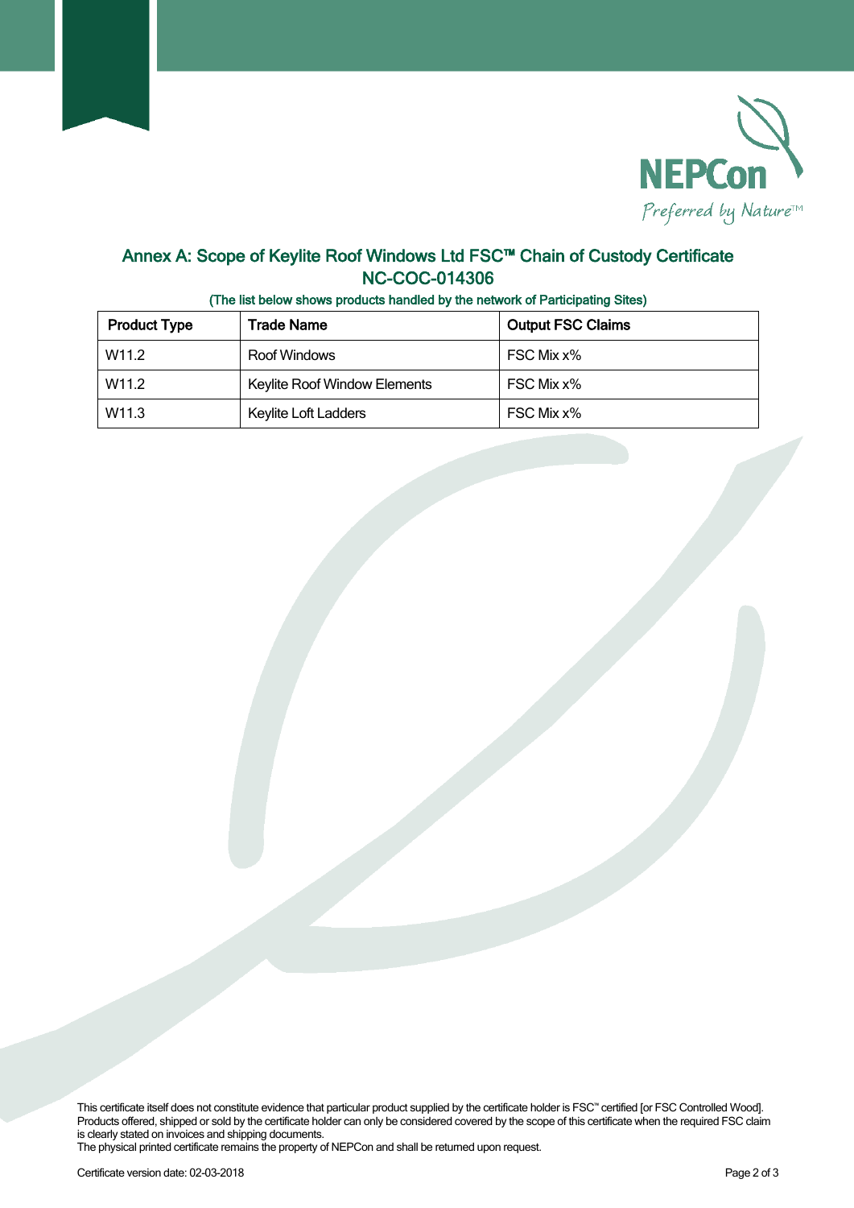NEPCon

*Preferred by Nature*™

## Annex A: Scope of Keylite Roof Windows Ltd FSC™ Chain of Custody Certificate NC-COC-014306

(The list below shows products handled by the network of Participating Sites)

| Product Type | Trade Name | Output FSC Claims |
| --- | --- | --- |
| W11.2 | Roof Windows | FSC Mix x% |
| W11.2 | Keylite Roof Window Elements | FSC Mix x% |
| W11.3 | Keylite Loft Ladders | FSC Mix x% |

This certificate itself does not constitute evidence that particular product supplied by the certificate holder is FSC™ certified [or FSC Controlled Wood]. Products offered, shipped or sold by the certificate holder can only be considered covered by the scope of this certificate when the required FSC claim is clearly stated on invoices and shipping documents.
The physical printed certificate remains the property of NEPCon and shall be returned upon request.

Certificate version date: 02-03-2018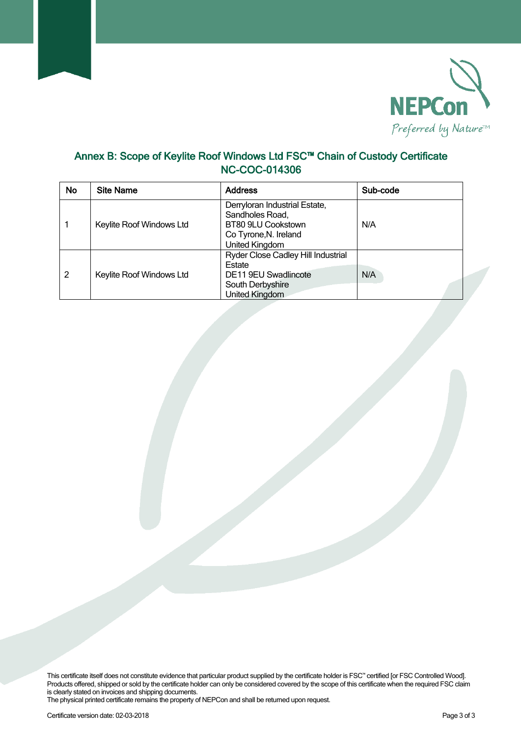## Annex B: Scope of Keylite Roof Windows Ltd FSC™ Chain of Custody Certificate NC-COC-014306

| No | Site Name | Address | Sub-code |
|---|---|---|---|
| 1 | Keylite Roof Windows Ltd | Derryloran Industrial Estate, Sandholes Road, BT80 9LU Cookstown Co Tyrone,N. Ireland United Kingdom | N/A |
| 2 | Keylite Roof Windows Ltd | Ryder Close Cadley Hill Industrial Estate DE11 9EU Swadlincote South Derbyshire United Kingdom | N/A |

This certificate itself does not constitute evidence that particular product supplied by the certificate holder is FSC™ certified [or FSC Controlled Wood]. Products offered, shipped or sold by the certificate holder can only be considered covered by the scope of this certificate when the required FSC claim is clearly stated on invoices and shipping documents.
The physical printed certificate remains the property of NEPCon and shall be returned upon request.

Certificate version date: 02-03-2018